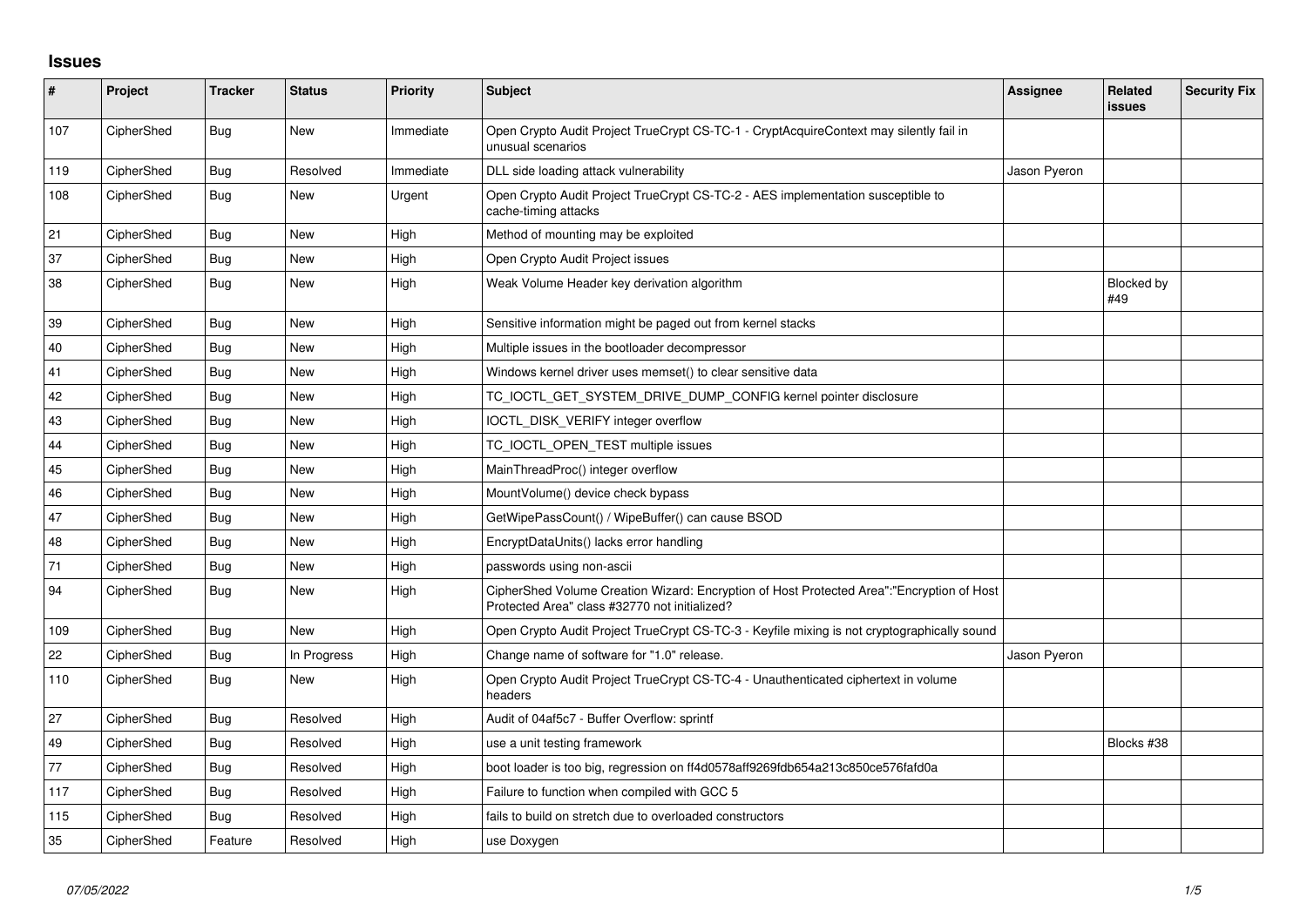## Issues

| # | Project | Tracker | Status | Priority | Subject | Assignee | Related issues | Security Fix |
|---|---|---|---|---|---|---|---|---|
| 107 | CipherShed | Bug | New | Immediate | Open Crypto Audit Project TrueCrypt CS-TC-1 - CryptAcquireContext may silently fail in unusual scenarios | | | |
| 119 | CipherShed | Bug | Resolved | Immediate | DLL side loading attack vulnerability | Jason Pyeron | | |
| 108 | CipherShed | Bug | New | Urgent | Open Crypto Audit Project TrueCrypt CS-TC-2 - AES implementation susceptible to cache-timing attacks | | | |
| 21 | CipherShed | Bug | New | High | Method of mounting may be exploited | | | |
| 37 | CipherShed | Bug | New | High | Open Crypto Audit Project issues | | | |
| 38 | CipherShed | Bug | New | High | Weak Volume Header key derivation algorithm | | Blocked by #49 | |
| 39 | CipherShed | Bug | New | High | Sensitive information might be paged out from kernel stacks | | | |
| 40 | CipherShed | Bug | New | High | Multiple issues in the bootloader decompressor | | | |
| 41 | CipherShed | Bug | New | High | Windows kernel driver uses memset() to clear sensitive data | | | |
| 42 | CipherShed | Bug | New | High | TC_IOCTL_GET_SYSTEM_DRIVE_DUMP_CONFIG kernel pointer disclosure | | | |
| 43 | CipherShed | Bug | New | High | IOCTL_DISK_VERIFY integer overflow | | | |
| 44 | CipherShed | Bug | New | High | TC_IOCTL_OPEN_TEST multiple issues | | | |
| 45 | CipherShed | Bug | New | High | MainThreadProc() integer overflow | | | |
| 46 | CipherShed | Bug | New | High | MountVolume() device check bypass | | | |
| 47 | CipherShed | Bug | New | High | GetWipePassCount() / WipeBuffer() can cause BSOD | | | |
| 48 | CipherShed | Bug | New | High | EncryptDataUnits() lacks error handling | | | |
| 71 | CipherShed | Bug | New | High | passwords using non-ascii | | | |
| 94 | CipherShed | Bug | New | High | CipherShed Volume Creation Wizard: Encryption of Host Protected Area":"Encryption of Host Protected Area" class #32770 not initialized? | | | |
| 109 | CipherShed | Bug | New | High | Open Crypto Audit Project TrueCrypt CS-TC-3 - Keyfile mixing is not cryptographically sound | | | |
| 22 | CipherShed | Bug | In Progress | High | Change name of software for "1.0" release. | Jason Pyeron | | |
| 110 | CipherShed | Bug | New | High | Open Crypto Audit Project TrueCrypt CS-TC-4 - Unauthenticated ciphertext in volume headers | | | |
| 27 | CipherShed | Bug | Resolved | High | Audit of 04af5c7 - Buffer Overflow: sprintf | | | |
| 49 | CipherShed | Bug | Resolved | High | use a unit testing framework | | Blocks #38 | |
| 77 | CipherShed | Bug | Resolved | High | boot loader is too big, regression on ff4d0578aff9269fdb654a213c850ce576fafd0a | | | |
| 117 | CipherShed | Bug | Resolved | High | Failure to function when compiled with GCC 5 | | | |
| 115 | CipherShed | Bug | Resolved | High | fails to build on stretch due to overloaded constructors | | | |
| 35 | CipherShed | Feature | Resolved | High | use Doxygen | | | |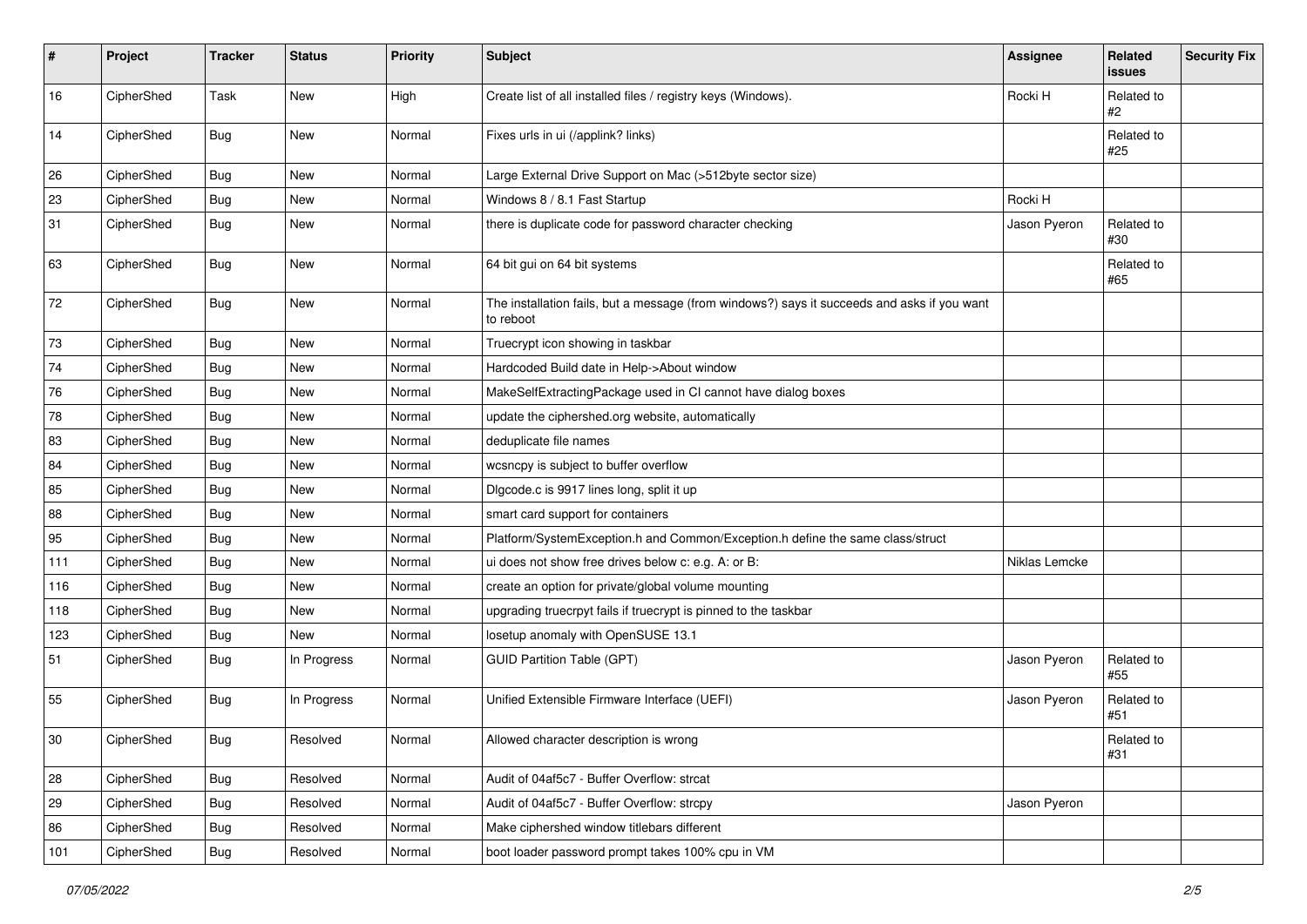| # | Project | Tracker | Status | Priority | Subject | Assignee | Related issues | Security Fix |
|---|---|---|---|---|---|---|---|---|
| 16 | CipherShed | Task | New | High | Create list of all installed files / registry keys (Windows). | Rocki H | Related to #2 | |
| 14 | CipherShed | Bug | New | Normal | Fixes urls in ui (/applink? links) | | Related to #25 | |
| 26 | CipherShed | Bug | New | Normal | Large External Drive Support on Mac (>512byte sector size) | | | |
| 23 | CipherShed | Bug | New | Normal | Windows 8 / 8.1 Fast Startup | Rocki H | | |
| 31 | CipherShed | Bug | New | Normal | there is duplicate code for password character checking | Jason Pyeron | Related to #30 | |
| 63 | CipherShed | Bug | New | Normal | 64 bit gui on 64 bit systems | | Related to #65 | |
| 72 | CipherShed | Bug | New | Normal | The installation fails, but a message (from windows?) says it succeeds and asks if you want to reboot | | | |
| 73 | CipherShed | Bug | New | Normal | Truecrypt icon showing in taskbar | | | |
| 74 | CipherShed | Bug | New | Normal | Hardcoded Build date in Help->About window | | | |
| 76 | CipherShed | Bug | New | Normal | MakeSelfExtractingPackage used in CI cannot have dialog boxes | | | |
| 78 | CipherShed | Bug | New | Normal | update the ciphershed.org website, automatically | | | |
| 83 | CipherShed | Bug | New | Normal | deduplicate file names | | | |
| 84 | CipherShed | Bug | New | Normal | wcsncpy is subject to buffer overflow | | | |
| 85 | CipherShed | Bug | New | Normal | Dlgcode.c is 9917 lines long, split it up | | | |
| 88 | CipherShed | Bug | New | Normal | smart card support for containers | | | |
| 95 | CipherShed | Bug | New | Normal | Platform/SystemException.h and Common/Exception.h define the same class/struct | | | |
| 111 | CipherShed | Bug | New | Normal | ui does not show free drives below c: e.g. A: or B: | Niklas Lemcke | | |
| 116 | CipherShed | Bug | New | Normal | create an option for private/global volume mounting | | | |
| 118 | CipherShed | Bug | New | Normal | upgrading truecrpyt fails if truecrypt is pinned to the taskbar | | | |
| 123 | CipherShed | Bug | New | Normal | losetup anomaly with OpenSUSE 13.1 | | | |
| 51 | CipherShed | Bug | In Progress | Normal | GUID Partition Table (GPT) | Jason Pyeron | Related to #55 | |
| 55 | CipherShed | Bug | In Progress | Normal | Unified Extensible Firmware Interface (UEFI) | Jason Pyeron | Related to #51 | |
| 30 | CipherShed | Bug | Resolved | Normal | Allowed character description is wrong | | Related to #31 | |
| 28 | CipherShed | Bug | Resolved | Normal | Audit of 04af5c7 - Buffer Overflow: strcat | | | |
| 29 | CipherShed | Bug | Resolved | Normal | Audit of 04af5c7 - Buffer Overflow: strcpy | Jason Pyeron | | |
| 86 | CipherShed | Bug | Resolved | Normal | Make ciphershed window titlebars different | | | |
| 101 | CipherShed | Bug | Resolved | Normal | boot loader password prompt takes 100% cpu in VM | | | |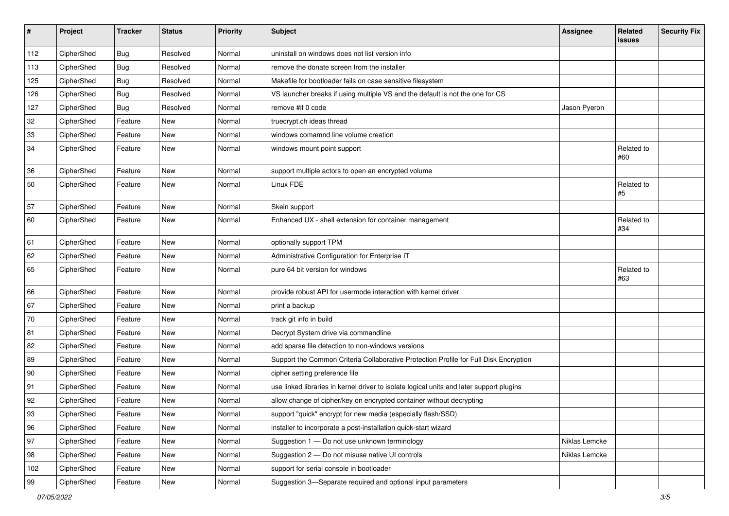| # | Project | Tracker | Status | Priority | Subject | Assignee | Related issues | Security Fix |
|---|---|---|---|---|---|---|---|---|
| 112 | CipherShed | Bug | Resolved | Normal | uninstall on windows does not list version info | | | |
| 113 | CipherShed | Bug | Resolved | Normal | remove the donate screen from the installer | | | |
| 125 | CipherShed | Bug | Resolved | Normal | Makefile for bootloader fails on case sensitive filesystem | | | |
| 126 | CipherShed | Bug | Resolved | Normal | VS launcher breaks if using multiple VS and the default is not the one for CS | | | |
| 127 | CipherShed | Bug | Resolved | Normal | remove #if 0 code | Jason Pyeron | | |
| 32 | CipherShed | Feature | New | Normal | truecrypt.ch ideas thread | | | |
| 33 | CipherShed | Feature | New | Normal | windows comamnd line volume creation | | | |
| 34 | CipherShed | Feature | New | Normal | windows mount point support | | Related to #60 | |
| 36 | CipherShed | Feature | New | Normal | support multiple actors to open an encrypted volume | | | |
| 50 | CipherShed | Feature | New | Normal | Linux FDE | | Related to #5 | |
| 57 | CipherShed | Feature | New | Normal | Skein support | | | |
| 60 | CipherShed | Feature | New | Normal | Enhanced UX - shell extension for container management | | Related to #34 | |
| 61 | CipherShed | Feature | New | Normal | optionally support TPM | | | |
| 62 | CipherShed | Feature | New | Normal | Administrative Configuration for Enterprise IT | | | |
| 65 | CipherShed | Feature | New | Normal | pure 64 bit version for windows | | Related to #63 | |
| 66 | CipherShed | Feature | New | Normal | provide robust API for usermode interaction with kernel driver | | | |
| 67 | CipherShed | Feature | New | Normal | print a backup | | | |
| 70 | CipherShed | Feature | New | Normal | track git info in build | | | |
| 81 | CipherShed | Feature | New | Normal | Decrypt System drive via commandline | | | |
| 82 | CipherShed | Feature | New | Normal | add sparse file detection to non-windows versions | | | |
| 89 | CipherShed | Feature | New | Normal | Support the Common Criteria Collaborative Protection Profile for Full Disk Encryption | | | |
| 90 | CipherShed | Feature | New | Normal | cipher setting preference file | | | |
| 91 | CipherShed | Feature | New | Normal | use linked libraries in kernel driver to isolate logical units and later support plugins | | | |
| 92 | CipherShed | Feature | New | Normal | allow change of cipher/key on encrypted container without decrypting | | | |
| 93 | CipherShed | Feature | New | Normal | support "quick" encrypt for new media (especially flash/SSD) | | | |
| 96 | CipherShed | Feature | New | Normal | installer to incorporate a post-installation quick-start wizard | | | |
| 97 | CipherShed | Feature | New | Normal | Suggestion 1 — Do not use unknown terminology | Niklas Lemcke | | |
| 98 | CipherShed | Feature | New | Normal | Suggestion 2 — Do not misuse native UI controls | Niklas Lemcke | | |
| 102 | CipherShed | Feature | New | Normal | support for serial console in bootloader | | | |
| 99 | CipherShed | Feature | New | Normal | Suggestion 3—Separate required and optional input parameters | | | |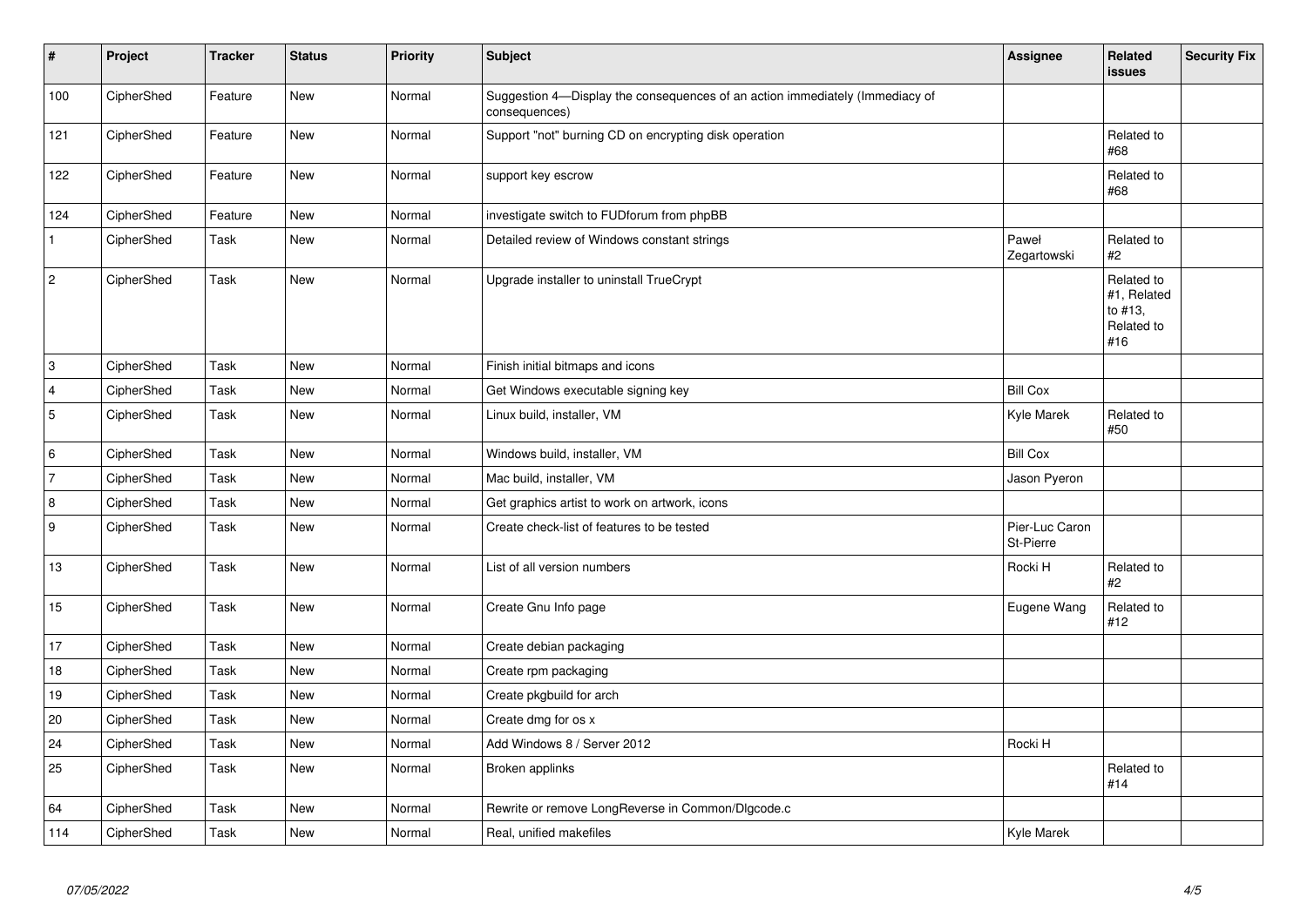| # | Project | Tracker | Status | Priority | Subject | Assignee | Related issues | Security Fix |
|---|---|---|---|---|---|---|---|---|
| 100 | CipherShed | Feature | New | Normal | Suggestion 4—Display the consequences of an action immediately (Immediacy of consequences) | | | |
| 121 | CipherShed | Feature | New | Normal | Support "not" burning CD on encrypting disk operation | | Related to #68 | |
| 122 | CipherShed | Feature | New | Normal | support key escrow | | Related to #68 | |
| 124 | CipherShed | Feature | New | Normal | investigate switch to FUDforum from phpBB | | | |
| 1 | CipherShed | Task | New | Normal | Detailed review of Windows constant strings | Paweł Zegartowski | Related to #2 | |
| 2 | CipherShed | Task | New | Normal | Upgrade installer to uninstall TrueCrypt | | Related to #1, Related to #13, Related to #16 | |
| 3 | CipherShed | Task | New | Normal | Finish initial bitmaps and icons | | | |
| 4 | CipherShed | Task | New | Normal | Get Windows executable signing key | Bill Cox | | |
| 5 | CipherShed | Task | New | Normal | Linux build, installer, VM | Kyle Marek | Related to #50 | |
| 6 | CipherShed | Task | New | Normal | Windows build, installer, VM | Bill Cox | | |
| 7 | CipherShed | Task | New | Normal | Mac build, installer, VM | Jason Pyeron | | |
| 8 | CipherShed | Task | New | Normal | Get graphics artist to work on artwork, icons | | | |
| 9 | CipherShed | Task | New | Normal | Create check-list of features to be tested | Pier-Luc Caron St-Pierre | | |
| 13 | CipherShed | Task | New | Normal | List of all version numbers | Rocki H | Related to #2 | |
| 15 | CipherShed | Task | New | Normal | Create Gnu Info page | Eugene Wang | Related to #12 | |
| 17 | CipherShed | Task | New | Normal | Create debian packaging | | | |
| 18 | CipherShed | Task | New | Normal | Create rpm packaging | | | |
| 19 | CipherShed | Task | New | Normal | Create pkgbuild for arch | | | |
| 20 | CipherShed | Task | New | Normal | Create dmg for os x | | | |
| 24 | CipherShed | Task | New | Normal | Add Windows 8 / Server 2012 | Rocki H | | |
| 25 | CipherShed | Task | New | Normal | Broken applinks | | Related to #14 | |
| 64 | CipherShed | Task | New | Normal | Rewrite or remove LongReverse in Common/Dlgcode.c | | | |
| 114 | CipherShed | Task | New | Normal | Real, unified makefiles | Kyle Marek | | |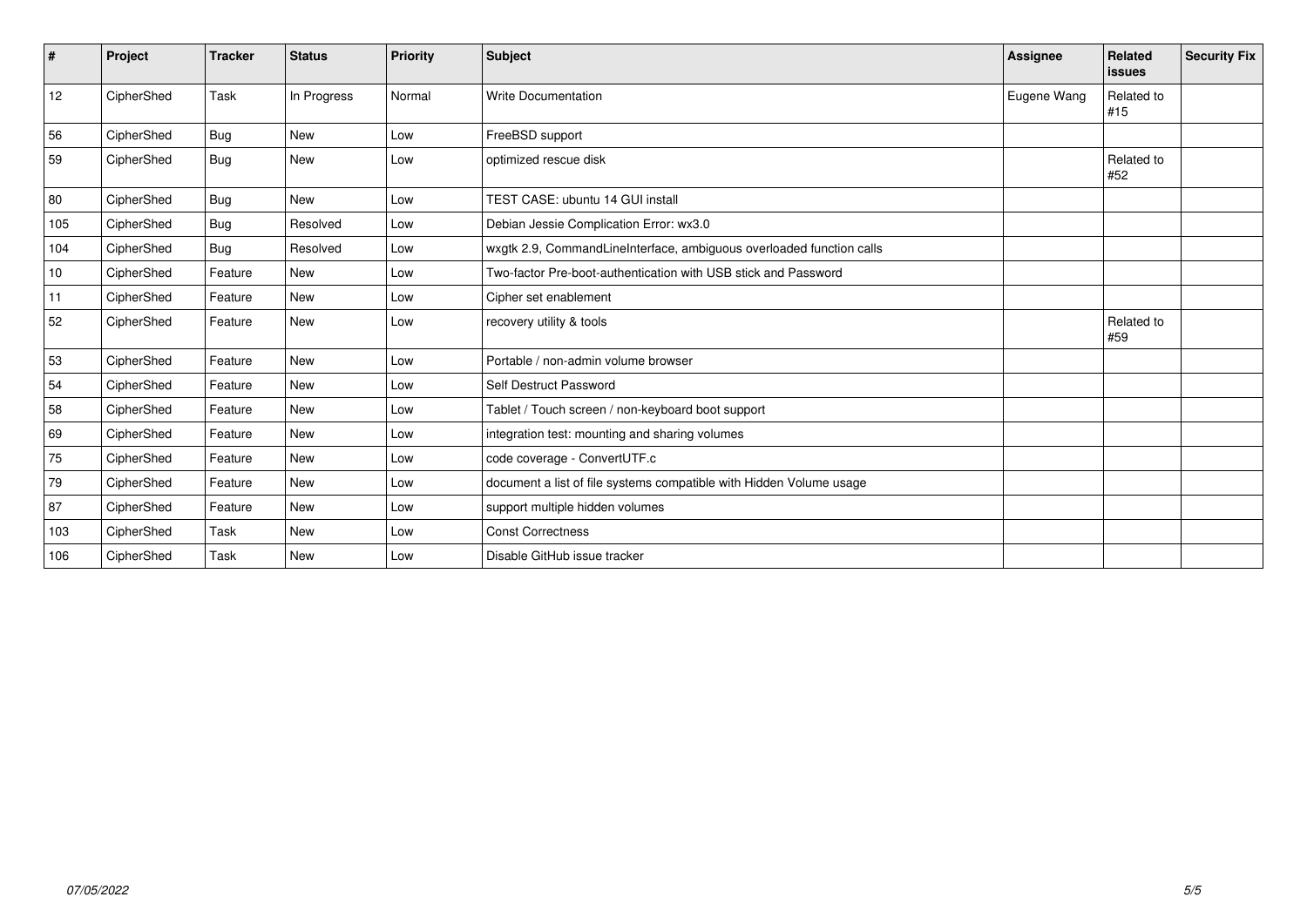| # | Project | Tracker | Status | Priority | Subject | Assignee | Related issues | Security Fix |
|---|---|---|---|---|---|---|---|---|
| 12 | CipherShed | Task | In Progress | Normal | Write Documentation | Eugene Wang | Related to #15 | |
| 56 | CipherShed | Bug | New | Low | FreeBSD support | | | |
| 59 | CipherShed | Bug | New | Low | optimized rescue disk | | Related to #52 | |
| 80 | CipherShed | Bug | New | Low | TEST CASE: ubuntu 14 GUI install | | | |
| 105 | CipherShed | Bug | Resolved | Low | Debian Jessie Complication Error: wx3.0 | | | |
| 104 | CipherShed | Bug | Resolved | Low | wxgtk 2.9, CommandLineInterface, ambiguous overloaded function calls | | | |
| 10 | CipherShed | Feature | New | Low | Two-factor Pre-boot-authentication with USB stick and Password | | | |
| 11 | CipherShed | Feature | New | Low | Cipher set enablement | | | |
| 52 | CipherShed | Feature | New | Low | recovery utility & tools | | Related to #59 | |
| 53 | CipherShed | Feature | New | Low | Portable / non-admin volume browser | | | |
| 54 | CipherShed | Feature | New | Low | Self Destruct Password | | | |
| 58 | CipherShed | Feature | New | Low | Tablet / Touch screen / non-keyboard boot support | | | |
| 69 | CipherShed | Feature | New | Low | integration test: mounting and sharing volumes | | | |
| 75 | CipherShed | Feature | New | Low | code coverage - ConvertUTF.c | | | |
| 79 | CipherShed | Feature | New | Low | document a list of file systems compatible with Hidden Volume usage | | | |
| 87 | CipherShed | Feature | New | Low | support multiple hidden volumes | | | |
| 103 | CipherShed | Task | New | Low | Const Correctness | | | |
| 106 | CipherShed | Task | New | Low | Disable GitHub issue tracker | | | |